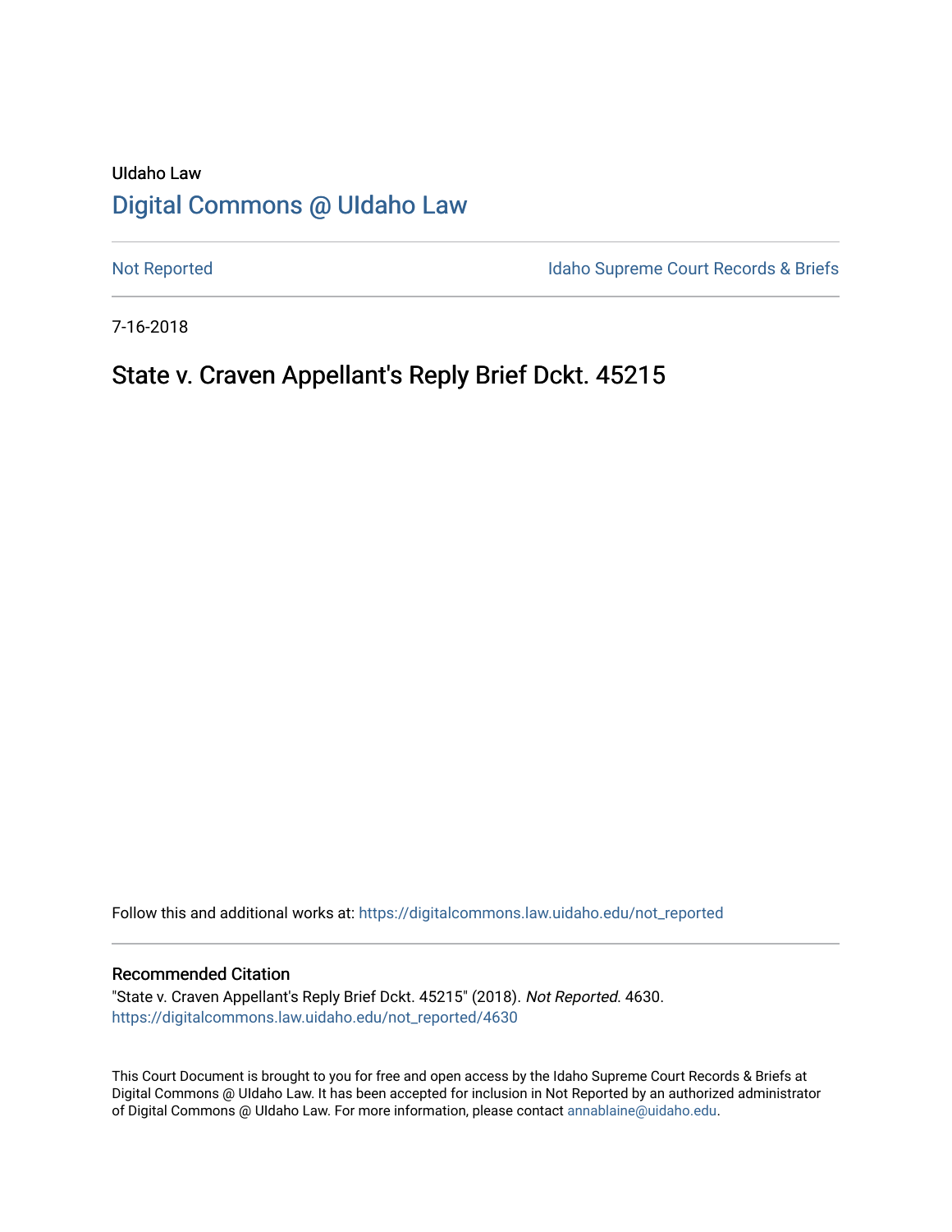UIdaho Law

# Digital Commons @ UIdaho Law

Not Reported | Idaho Supreme Court Records & Briefs

7-16-2018

## State v. Craven Appellant's Reply Brief Dckt. 45215

Follow this and additional works at: https://digitalcommons.law.uidaho.edu/not_reported

### Recommended Citation

"State v. Craven Appellant's Reply Brief Dckt. 45215" (2018). *Not Reported*. 4630.
https://digitalcommons.law.uidaho.edu/not_reported/4630

This Court Document is brought to you for free and open access by the Idaho Supreme Court Records & Briefs at Digital Commons @ UIdaho Law. It has been accepted for inclusion in Not Reported by an authorized administrator of Digital Commons @ UIdaho Law. For more information, please contact annablaine@uidaho.edu.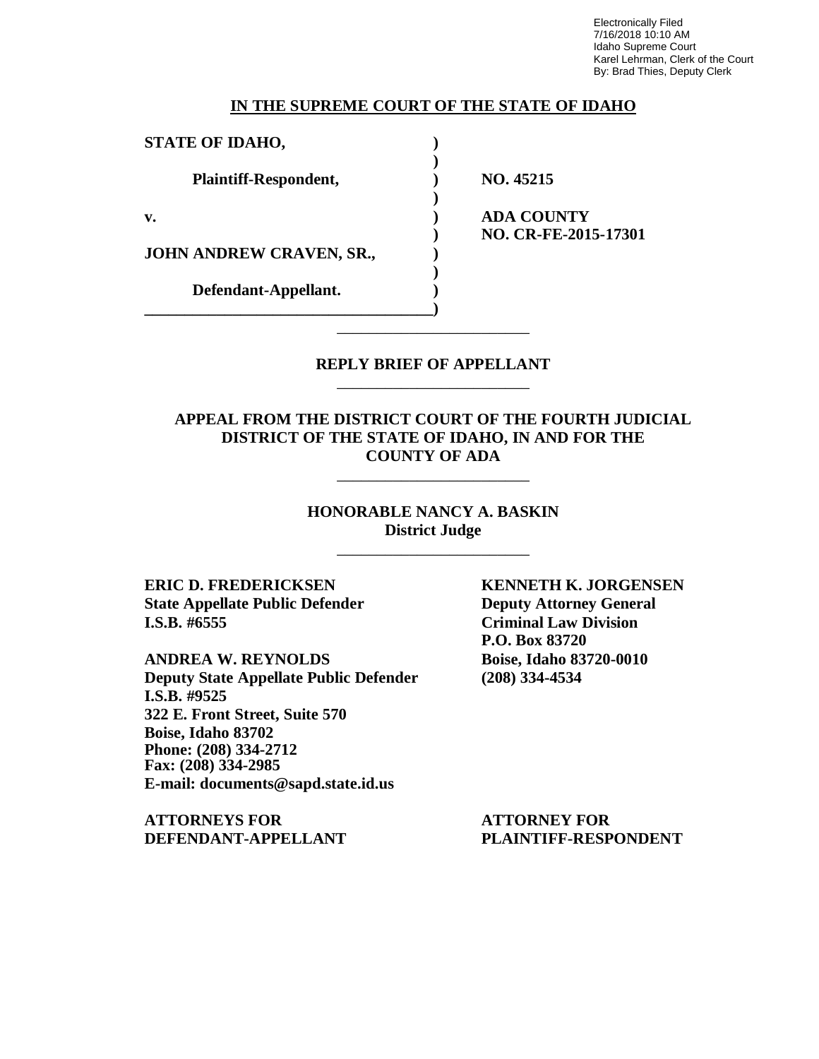Electronically Filed
7/16/2018 10:10 AM
Idaho Supreme Court
Karel Lehrman, Clerk of the Court
By: Brad Thies, Deputy Clerk

## IN THE SUPREME COURT OF THE STATE OF IDAHO

| | | |
|---|---|---|
| **STATE OF IDAHO,** | **)** | |
| | **)** | |
| **Plaintiff-Respondent,** | **)** | **NO. 45215** |
| | **)** | |
| **v.** | **)** | **ADA COUNTY** |
| | **)** | **NO. CR-FE-2015-17301** |
| **JOHN ANDREW CRAVEN, SR.,** | **)** | |
| | **)** | |
| **Defendant-Appellant.** | **)** | |

---

**REPLY BRIEF OF APPELLANT**

---

**APPEAL FROM THE DISTRICT COURT OF THE FOURTH JUDICIAL DISTRICT OF THE STATE OF IDAHO, IN AND FOR THE COUNTY OF ADA**

---

**HONORABLE NANCY A. BASKIN**
**District Judge**

---

**ERIC D. FREDERICKSEN**
**State Appellate Public Defender**
**I.S.B. #6555**

**ANDREA W. REYNOLDS**
**Deputy State Appellate Public Defender**
**I.S.B. #9525**
**322 E. Front Street, Suite 570**
**Boise, Idaho 83702**
**Phone: (208) 334-2712**
**Fax: (208) 334-2985**
**E-mail: documents@sapd.state.id.us**

**ATTORNEYS FOR DEFENDANT-APPELLANT**

**KENNETH K. JORGENSEN**
**Deputy Attorney General**
**Criminal Law Division**
**P.O. Box 83720**
**Boise, Idaho 83720-0010**
**(208) 334-4534**

**ATTORNEY FOR PLAINTIFF-RESPONDENT**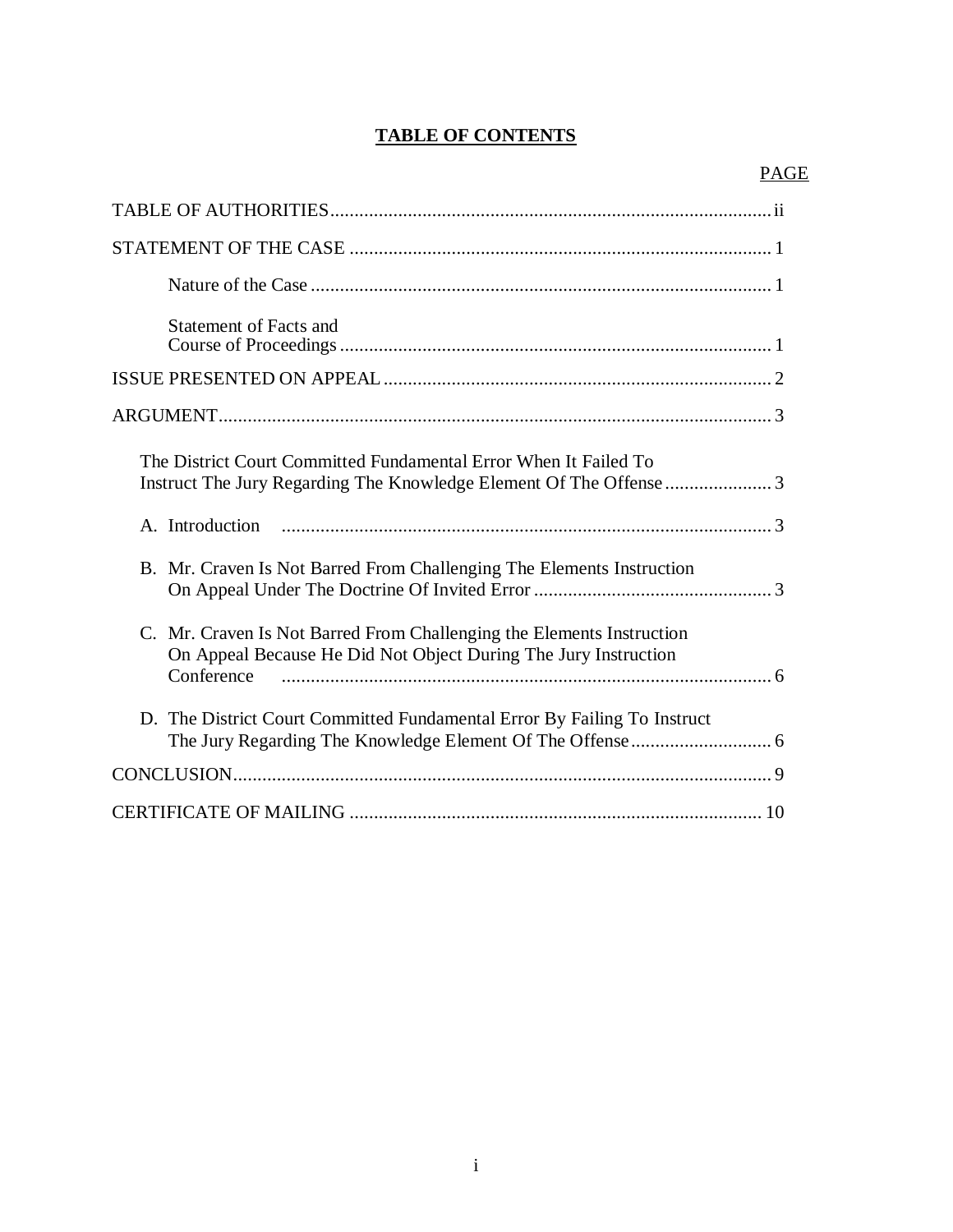# TABLE OF CONTENTS

| | PAGE |
|---|---|
| TABLE OF AUTHORITIES | ii |
| STATEMENT OF THE CASE | 1 |
| Nature of the Case | 1 |
| Statement of Facts and Course of Proceedings | 1 |
| ISSUE PRESENTED ON APPEAL | 2 |
| ARGUMENT | 3 |
| The District Court Committed Fundamental Error When It Failed To Instruct The Jury Regarding The Knowledge Element Of The Offense | 3 |
| A. Introduction | 3 |
| B. Mr. Craven Is Not Barred From Challenging The Elements Instruction On Appeal Under The Doctrine Of Invited Error | 3 |
| C. Mr. Craven Is Not Barred From Challenging the Elements Instruction On Appeal Because He Did Not Object During The Jury Instruction Conference | 6 |
| D. The District Court Committed Fundamental Error By Failing To Instruct The Jury Regarding The Knowledge Element Of The Offense | 6 |
| CONCLUSION | 9 |
| CERTIFICATE OF MAILING | 10 |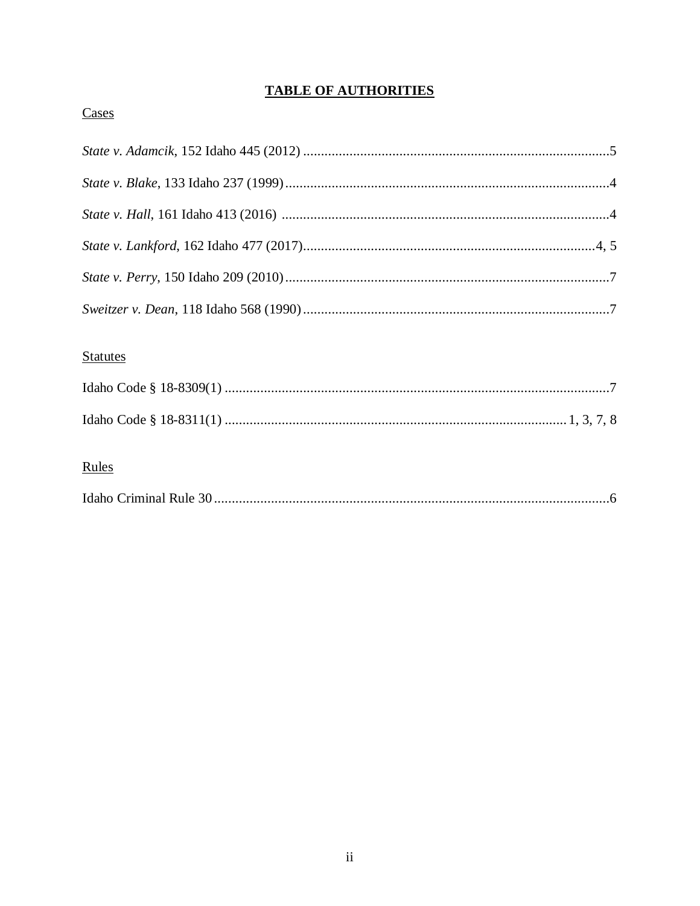# TABLE OF AUTHORITIES

Cases

*State v. Adamcik*, 152 Idaho 445 (2012) ....................................................................................5

*State v. Blake*, 133 Idaho 237 (1999)..........................................................................................4

*State v. Hall*, 161 Idaho 413 (2016) ..........................................................................................4

*State v. Lankford*, 162 Idaho 477 (2017)................................................................................4, 5

*State v. Perry*, 150 Idaho 209 (2010)..........................................................................................7

*Sweitzer v. Dean*, 118 Idaho 568 (1990)......................................................................................7

Statutes

Idaho Code § 18-8309(1) ............................................................................................................7

Idaho Code § 18-8311(1) ...............................................................................................1, 3, 7, 8

Rules

Idaho Criminal Rule 30...............................................................................................................6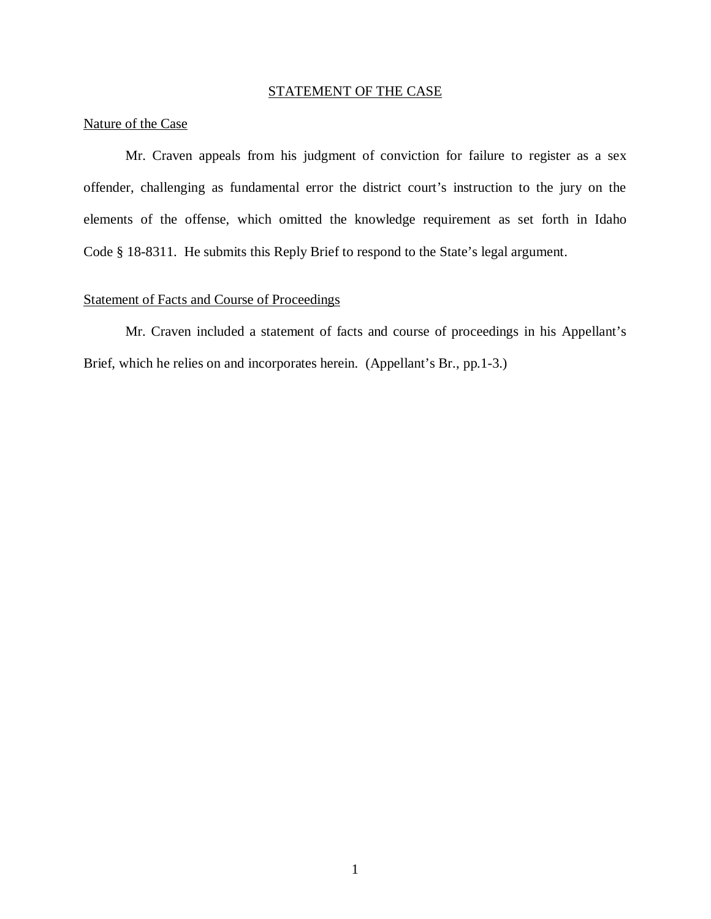## STATEMENT OF THE CASE

### Nature of the Case

Mr. Craven appeals from his judgment of conviction for failure to register as a sex offender, challenging as fundamental error the district court's instruction to the jury on the elements of the offense, which omitted the knowledge requirement as set forth in Idaho Code § 18-8311. He submits this Reply Brief to respond to the State's legal argument.

### Statement of Facts and Course of Proceedings

Mr. Craven included a statement of facts and course of proceedings in his Appellant's Brief, which he relies on and incorporates herein. (Appellant's Br., pp.1-3.)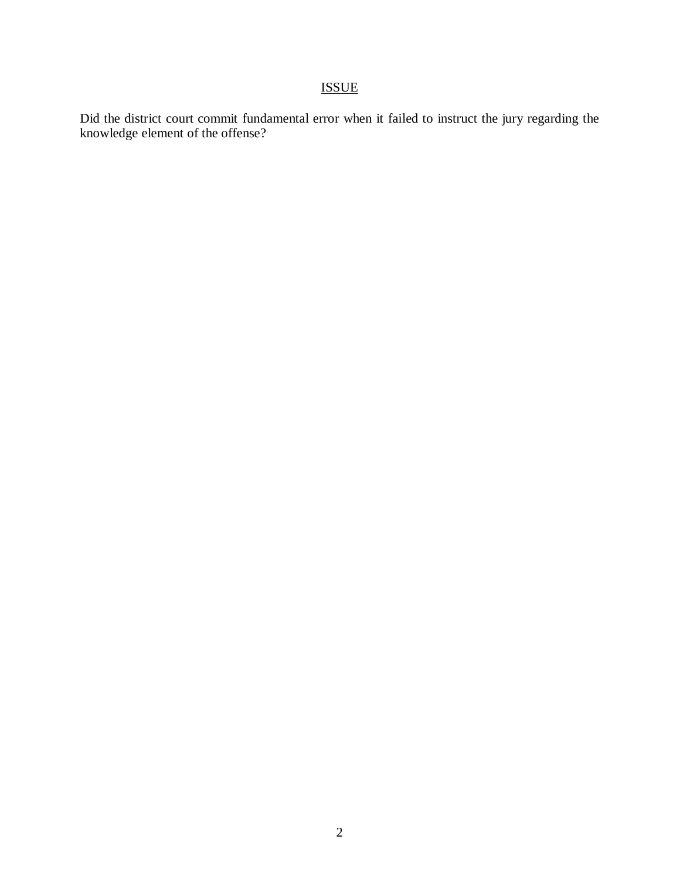## ISSUE

Did the district court commit fundamental error when it failed to instruct the jury regarding the knowledge element of the offense?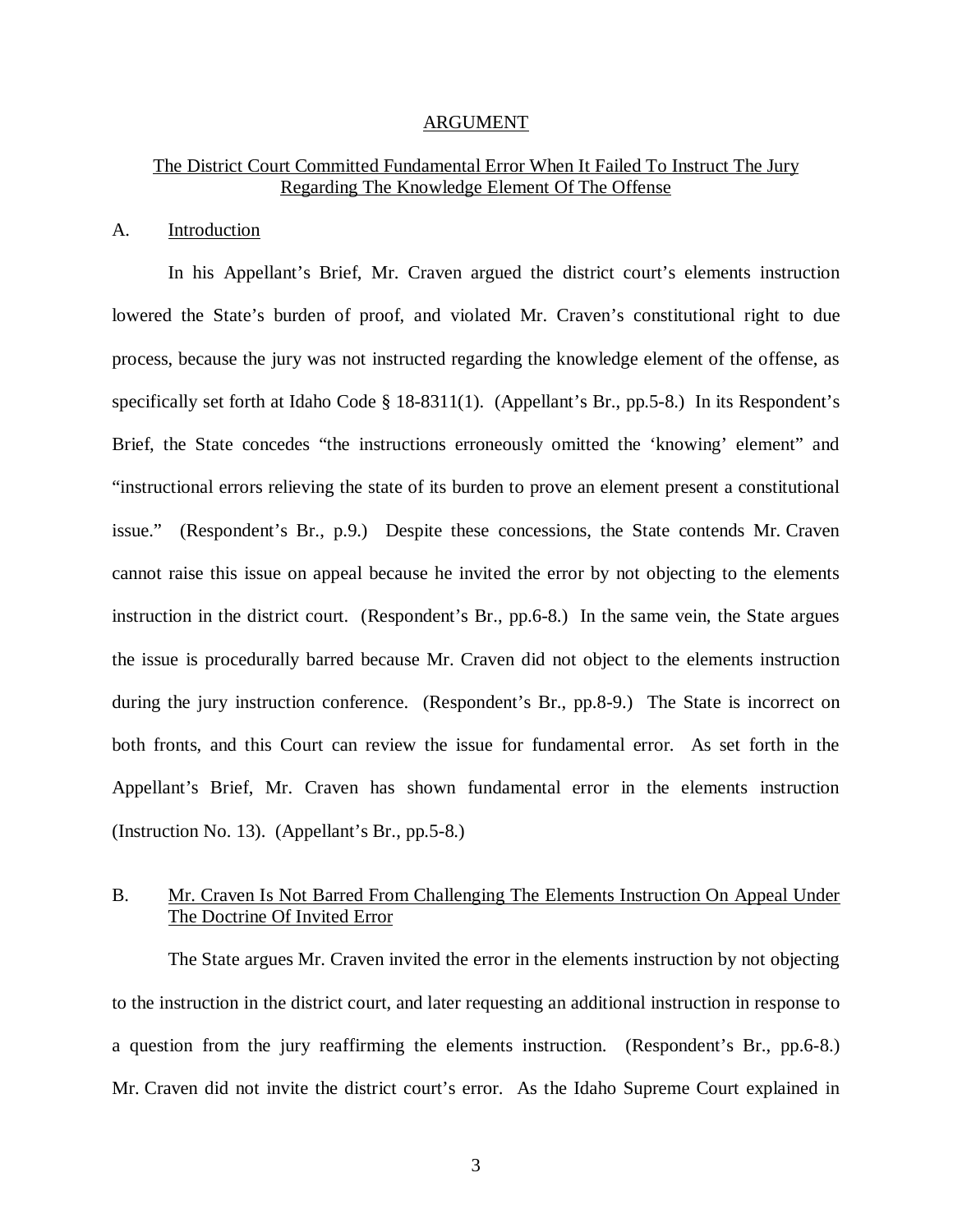## ARGUMENT

### The District Court Committed Fundamental Error When It Failed To Instruct The Jury Regarding The Knowledge Element Of The Offense

A. Introduction

In his Appellant's Brief, Mr. Craven argued the district court's elements instruction lowered the State's burden of proof, and violated Mr. Craven's constitutional right to due process, because the jury was not instructed regarding the knowledge element of the offense, as specifically set forth at Idaho Code § 18-8311(1). (Appellant's Br., pp.5-8.) In its Respondent's Brief, the State concedes "the instructions erroneously omitted the 'knowing' element" and "instructional errors relieving the state of its burden to prove an element present a constitutional issue." (Respondent's Br., p.9.) Despite these concessions, the State contends Mr. Craven cannot raise this issue on appeal because he invited the error by not objecting to the elements instruction in the district court. (Respondent's Br., pp.6-8.) In the same vein, the State argues the issue is procedurally barred because Mr. Craven did not object to the elements instruction during the jury instruction conference. (Respondent's Br., pp.8-9.) The State is incorrect on both fronts, and this Court can review the issue for fundamental error. As set forth in the Appellant's Brief, Mr. Craven has shown fundamental error in the elements instruction (Instruction No. 13). (Appellant's Br., pp.5-8.)

B. Mr. Craven Is Not Barred From Challenging The Elements Instruction On Appeal Under The Doctrine Of Invited Error

The State argues Mr. Craven invited the error in the elements instruction by not objecting to the instruction in the district court, and later requesting an additional instruction in response to a question from the jury reaffirming the elements instruction. (Respondent's Br., pp.6-8.) Mr. Craven did not invite the district court's error. As the Idaho Supreme Court explained in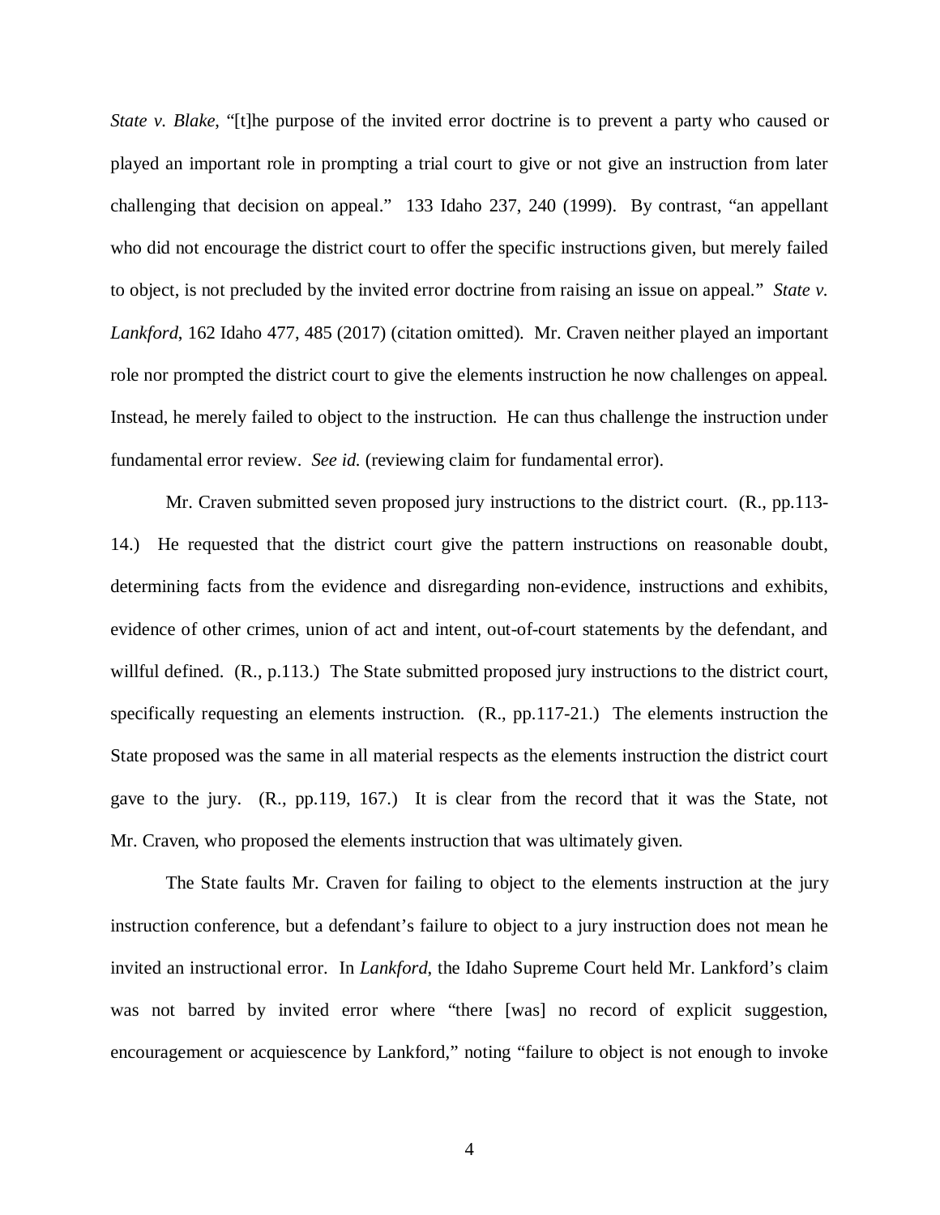*State v. Blake*, "[t]he purpose of the invited error doctrine is to prevent a party who caused or played an important role in prompting a trial court to give or not give an instruction from later challenging that decision on appeal." 133 Idaho 237, 240 (1999). By contrast, "an appellant who did not encourage the district court to offer the specific instructions given, but merely failed to object, is not precluded by the invited error doctrine from raising an issue on appeal." *State v. Lankford*, 162 Idaho 477, 485 (2017) (citation omitted). Mr. Craven neither played an important role nor prompted the district court to give the elements instruction he now challenges on appeal. Instead, he merely failed to object to the instruction. He can thus challenge the instruction under fundamental error review. *See id.* (reviewing claim for fundamental error).

Mr. Craven submitted seven proposed jury instructions to the district court. (R., pp.113-14.) He requested that the district court give the pattern instructions on reasonable doubt, determining facts from the evidence and disregarding non-evidence, instructions and exhibits, evidence of other crimes, union of act and intent, out-of-court statements by the defendant, and willful defined. (R., p.113.) The State submitted proposed jury instructions to the district court, specifically requesting an elements instruction. (R., pp.117-21.) The elements instruction the State proposed was the same in all material respects as the elements instruction the district court gave to the jury. (R., pp.119, 167.) It is clear from the record that it was the State, not Mr. Craven, who proposed the elements instruction that was ultimately given.

The State faults Mr. Craven for failing to object to the elements instruction at the jury instruction conference, but a defendant's failure to object to a jury instruction does not mean he invited an instructional error. In *Lankford*, the Idaho Supreme Court held Mr. Lankford's claim was not barred by invited error where "there [was] no record of explicit suggestion, encouragement or acquiescence by Lankford," noting "failure to object is not enough to invoke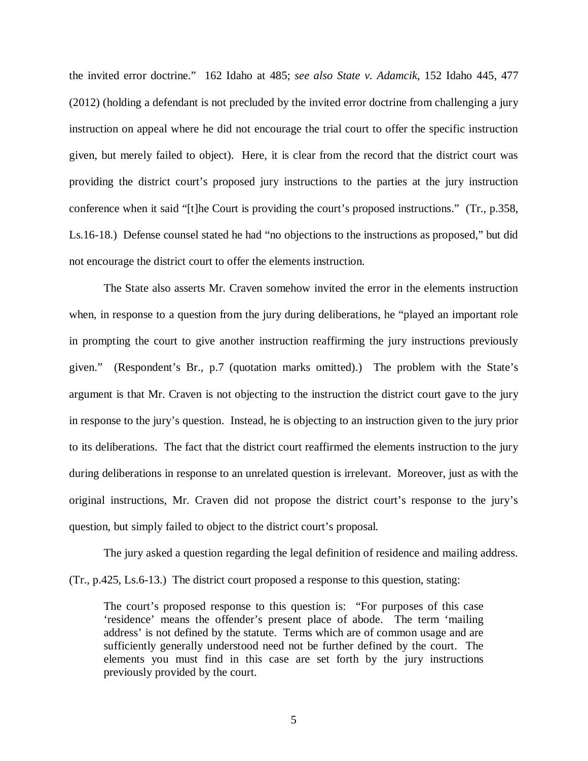the invited error doctrine." 162 Idaho at 485; *see also State v. Adamcik*, 152 Idaho 445, 477 (2012) (holding a defendant is not precluded by the invited error doctrine from challenging a jury instruction on appeal where he did not encourage the trial court to offer the specific instruction given, but merely failed to object). Here, it is clear from the record that the district court was providing the district court's proposed jury instructions to the parties at the jury instruction conference when it said "[t]he Court is providing the court's proposed instructions." (Tr., p.358, Ls.16-18.) Defense counsel stated he had "no objections to the instructions as proposed," but did not encourage the district court to offer the elements instruction.

The State also asserts Mr. Craven somehow invited the error in the elements instruction when, in response to a question from the jury during deliberations, he "played an important role in prompting the court to give another instruction reaffirming the jury instructions previously given." (Respondent's Br., p.7 (quotation marks omitted).) The problem with the State's argument is that Mr. Craven is not objecting to the instruction the district court gave to the jury in response to the jury's question. Instead, he is objecting to an instruction given to the jury prior to its deliberations. The fact that the district court reaffirmed the elements instruction to the jury during deliberations in response to an unrelated question is irrelevant. Moreover, just as with the original instructions, Mr. Craven did not propose the district court's response to the jury's question, but simply failed to object to the district court's proposal.

The jury asked a question regarding the legal definition of residence and mailing address. (Tr., p.425, Ls.6-13.) The district court proposed a response to this question, stating:

> The court's proposed response to this question is: "For purposes of this case 'residence' means the offender's present place of abode. The term 'mailing address' is not defined by the statute. Terms which are of common usage and are sufficiently generally understood need not be further defined by the court. The elements you must find in this case are set forth by the jury instructions previously provided by the court.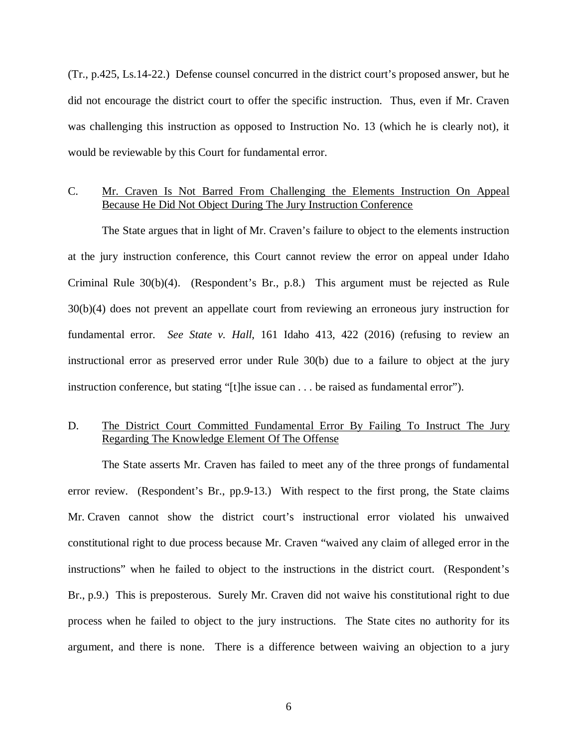(Tr., p.425, Ls.14-22.) Defense counsel concurred in the district court's proposed answer, but he did not encourage the district court to offer the specific instruction. Thus, even if Mr. Craven was challenging this instruction as opposed to Instruction No. 13 (which he is clearly not), it would be reviewable by this Court for fundamental error.

## C. Mr. Craven Is Not Barred From Challenging the Elements Instruction On Appeal Because He Did Not Object During The Jury Instruction Conference

The State argues that in light of Mr. Craven's failure to object to the elements instruction at the jury instruction conference, this Court cannot review the error on appeal under Idaho Criminal Rule 30(b)(4). (Respondent's Br., p.8.) This argument must be rejected as Rule 30(b)(4) does not prevent an appellate court from reviewing an erroneous jury instruction for fundamental error. *See State v. Hall*, 161 Idaho 413, 422 (2016) (refusing to review an instructional error as preserved error under Rule 30(b) due to a failure to object at the jury instruction conference, but stating "[t]he issue can . . . be raised as fundamental error").

## D. The District Court Committed Fundamental Error By Failing To Instruct The Jury Regarding The Knowledge Element Of The Offense

The State asserts Mr. Craven has failed to meet any of the three prongs of fundamental error review. (Respondent's Br., pp.9-13.) With respect to the first prong, the State claims Mr. Craven cannot show the district court's instructional error violated his unwaived constitutional right to due process because Mr. Craven "waived any claim of alleged error in the instructions" when he failed to object to the instructions in the district court. (Respondent's Br., p.9.) This is preposterous. Surely Mr. Craven did not waive his constitutional right to due process when he failed to object to the jury instructions. The State cites no authority for its argument, and there is none. There is a difference between waiving an objection to a jury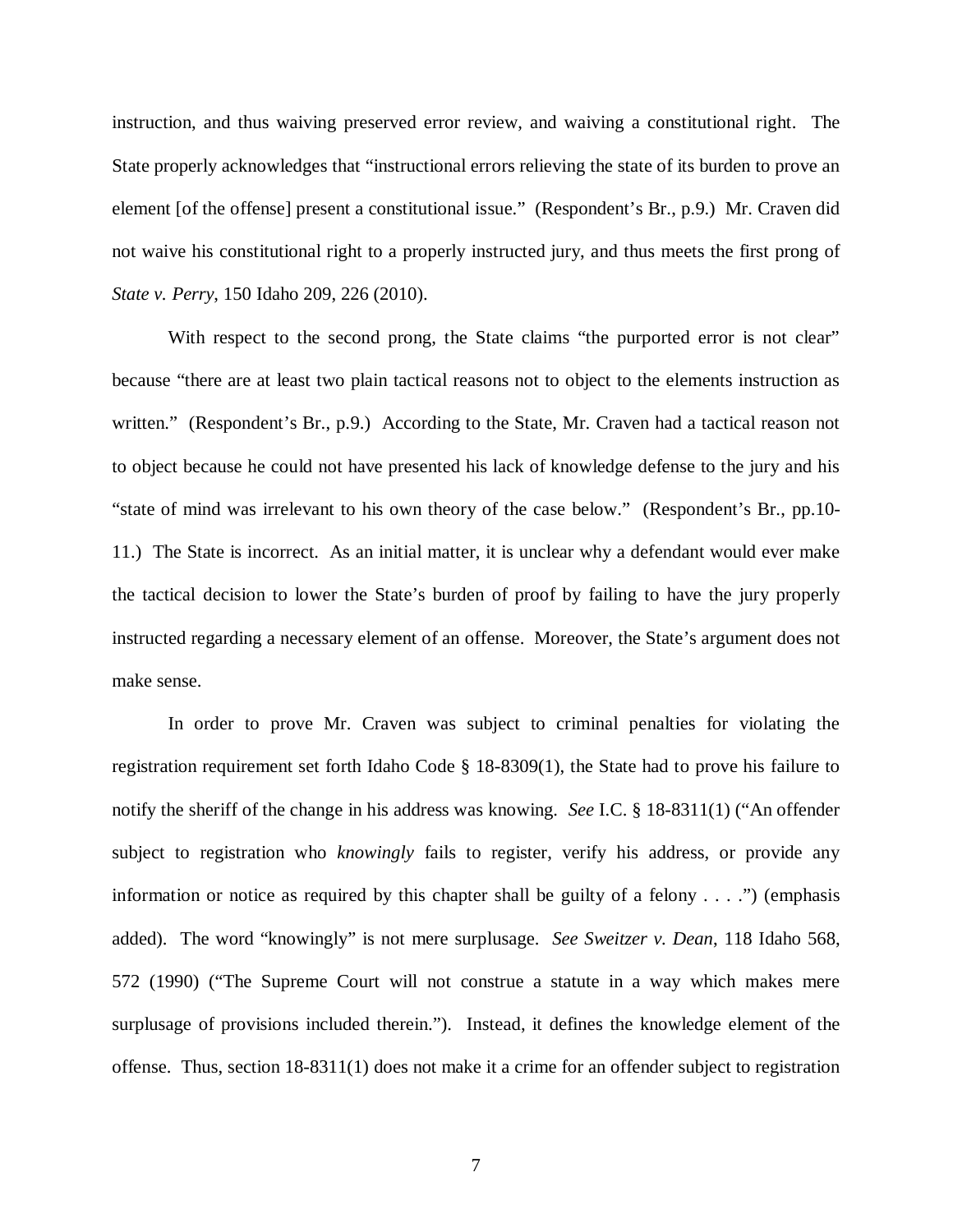instruction, and thus waiving preserved error review, and waiving a constitutional right. The State properly acknowledges that "instructional errors relieving the state of its burden to prove an element [of the offense] present a constitutional issue." (Respondent's Br., p.9.) Mr. Craven did not waive his constitutional right to a properly instructed jury, and thus meets the first prong of *State v. Perry*, 150 Idaho 209, 226 (2010).

With respect to the second prong, the State claims "the purported error is not clear" because "there are at least two plain tactical reasons not to object to the elements instruction as written." (Respondent's Br., p.9.) According to the State, Mr. Craven had a tactical reason not to object because he could not have presented his lack of knowledge defense to the jury and his "state of mind was irrelevant to his own theory of the case below." (Respondent's Br., pp.10-11.) The State is incorrect. As an initial matter, it is unclear why a defendant would ever make the tactical decision to lower the State's burden of proof by failing to have the jury properly instructed regarding a necessary element of an offense. Moreover, the State's argument does not make sense.

In order to prove Mr. Craven was subject to criminal penalties for violating the registration requirement set forth Idaho Code § 18-8309(1), the State had to prove his failure to notify the sheriff of the change in his address was knowing. *See* I.C. § 18-8311(1) ("An offender subject to registration who *knowingly* fails to register, verify his address, or provide any information or notice as required by this chapter shall be guilty of a felony . . . .") (emphasis added). The word "knowingly" is not mere surplusage. *See Sweitzer v. Dean*, 118 Idaho 568, 572 (1990) ("The Supreme Court will not construe a statute in a way which makes mere surplusage of provisions included therein."). Instead, it defines the knowledge element of the offense. Thus, section 18-8311(1) does not make it a crime for an offender subject to registration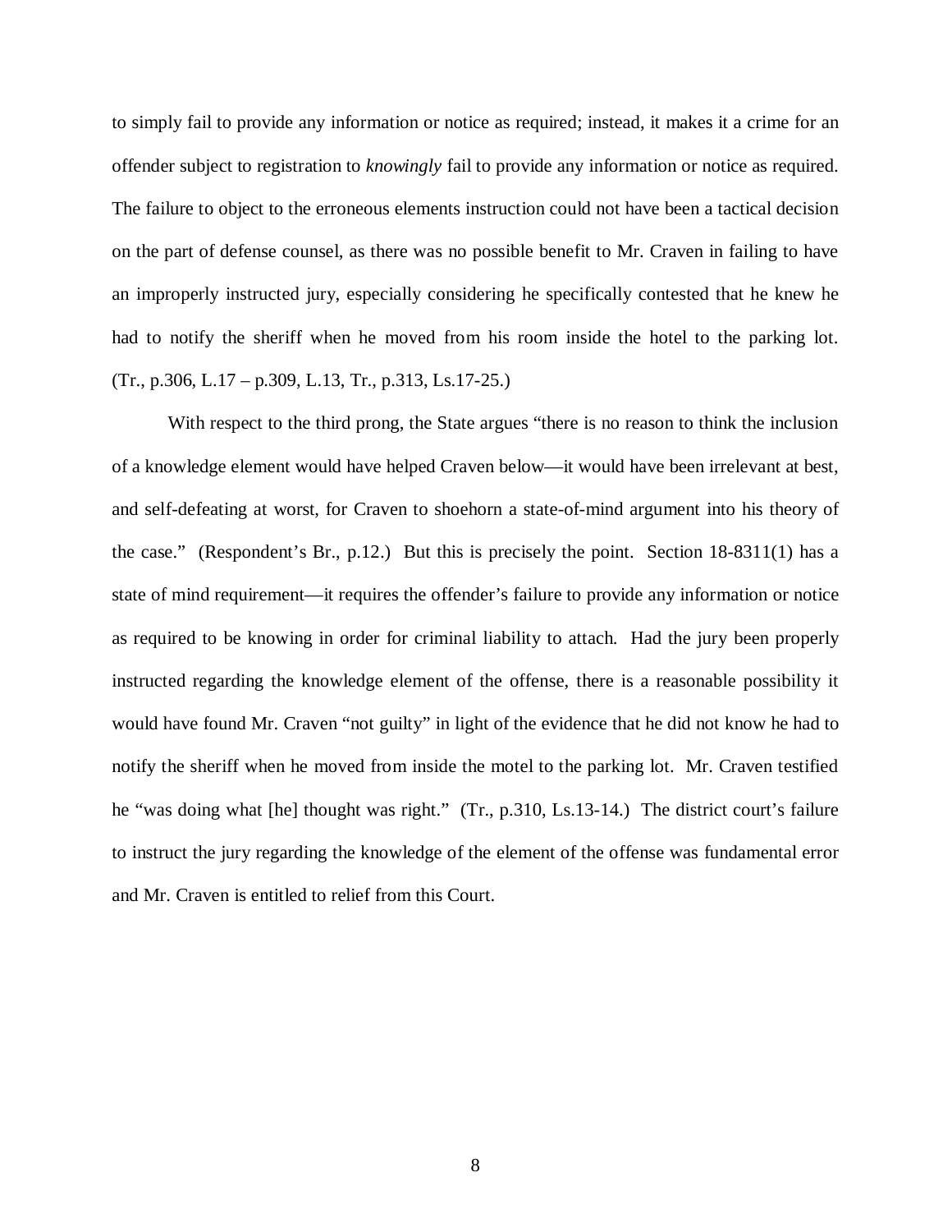to simply fail to provide any information or notice as required; instead, it makes it a crime for an offender subject to registration to *knowingly* fail to provide any information or notice as required. The failure to object to the erroneous elements instruction could not have been a tactical decision on the part of defense counsel, as there was no possible benefit to Mr. Craven in failing to have an improperly instructed jury, especially considering he specifically contested that he knew he had to notify the sheriff when he moved from his room inside the hotel to the parking lot. (Tr., p.306, L.17 – p.309, L.13, Tr., p.313, Ls.17-25.)

With respect to the third prong, the State argues "there is no reason to think the inclusion of a knowledge element would have helped Craven below—it would have been irrelevant at best, and self-defeating at worst, for Craven to shoehorn a state-of-mind argument into his theory of the case." (Respondent's Br., p.12.) But this is precisely the point. Section 18-8311(1) has a state of mind requirement—it requires the offender's failure to provide any information or notice as required to be knowing in order for criminal liability to attach. Had the jury been properly instructed regarding the knowledge element of the offense, there is a reasonable possibility it would have found Mr. Craven "not guilty" in light of the evidence that he did not know he had to notify the sheriff when he moved from inside the motel to the parking lot. Mr. Craven testified he "was doing what [he] thought was right." (Tr., p.310, Ls.13-14.) The district court's failure to instruct the jury regarding the knowledge of the element of the offense was fundamental error and Mr. Craven is entitled to relief from this Court.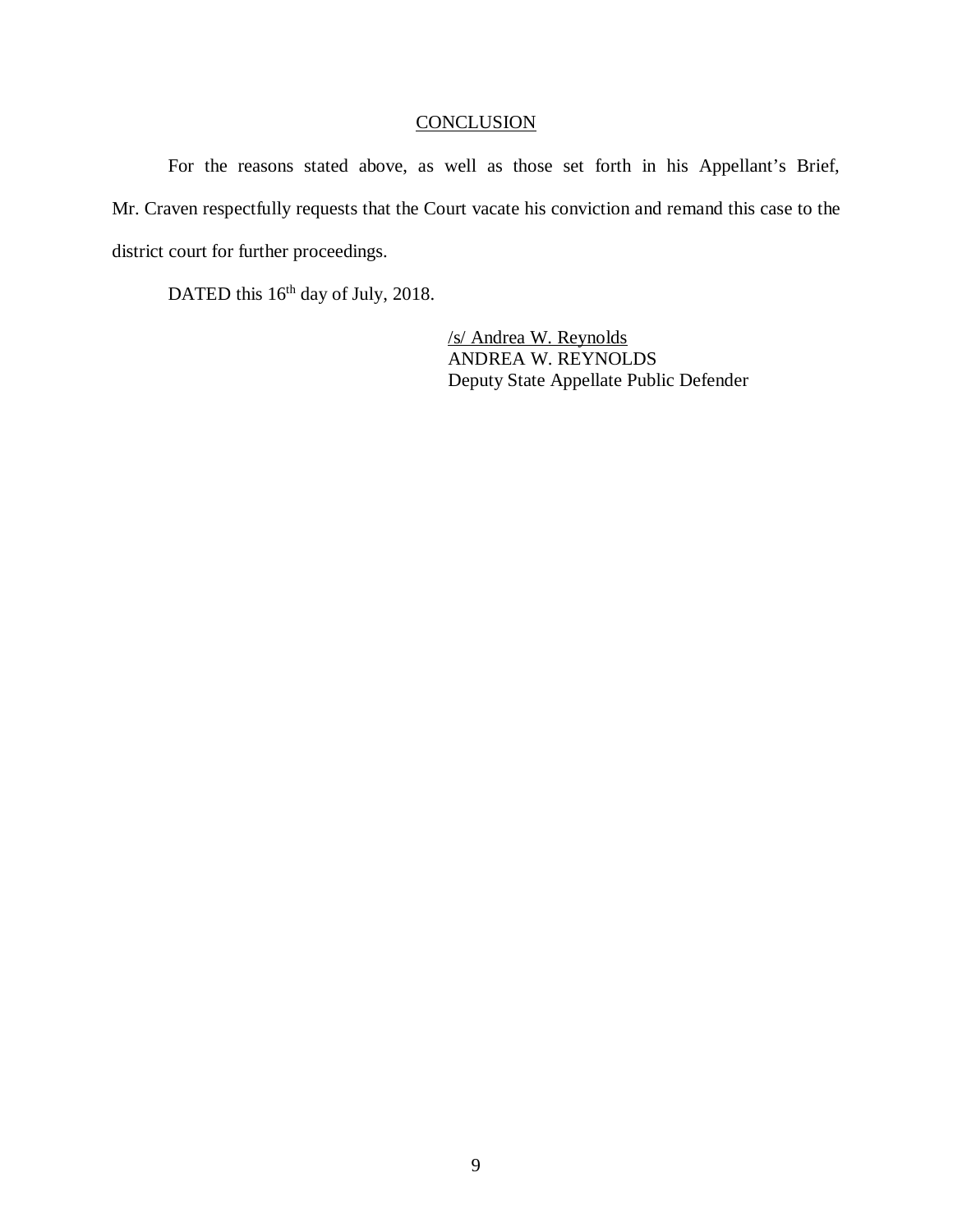## CONCLUSION

For the reasons stated above, as well as those set forth in his Appellant's Brief, Mr. Craven respectfully requests that the Court vacate his conviction and remand this case to the district court for further proceedings.

DATED this 16th day of July, 2018.

/s/ Andrea W. Reynolds
ANDREA W. REYNOLDS
Deputy State Appellate Public Defender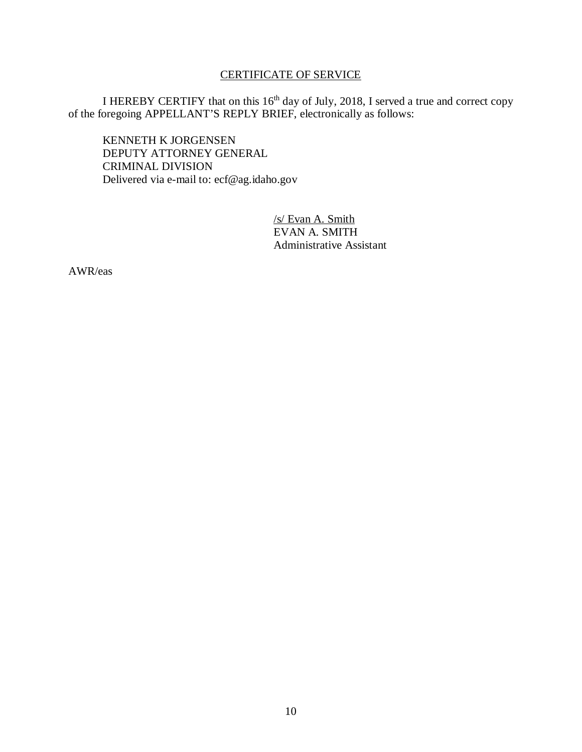## CERTIFICATE OF SERVICE

I HEREBY CERTIFY that on this 16th day of July, 2018, I served a true and correct copy of the foregoing APPELLANT'S REPLY BRIEF, electronically as follows:

KENNETH K JORGENSEN
DEPUTY ATTORNEY GENERAL
CRIMINAL DIVISION
Delivered via e-mail to: ecf@ag.idaho.gov

/s/ Evan A. Smith
EVAN A. SMITH
Administrative Assistant

AWR/eas